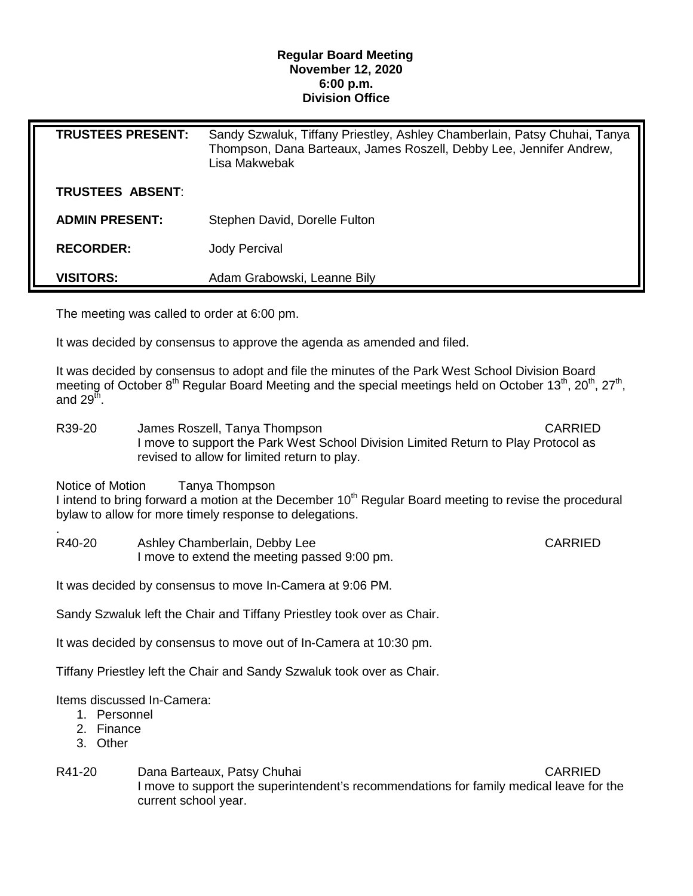**Regular Board Meeting**
**November 12, 2020**
**6:00 p.m.**
**Division Office**

| | |
|---|---|
| **TRUSTEES PRESENT:** | Sandy Szwaluk, Tiffany Priestley, Ashley Chamberlain, Patsy Chuhai, Tanya Thompson, Dana Barteaux, James Roszell, Debby Lee, Jennifer Andrew, Lisa Makwebak |
| **TRUSTEES ABSENT**: | |
| **ADMIN PRESENT:** | Stephen David, Dorelle Fulton |
| **RECORDER:** | Jody Percival |
| **VISITORS:** | Adam Grabowski, Leanne Bily |

The meeting was called to order at 6:00 pm.

It was decided by consensus to approve the agenda as amended and filed.

It was decided by consensus to adopt and file the minutes of the Park West School Division Board meeting of October 8th Regular Board Meeting and the special meetings held on October 13th, 20th, 27th, and 29th.

R39-20 James Roszell, Tanya Thompson CARRIED
I move to support the Park West School Division Limited Return to Play Protocol as revised to allow for limited return to play.

Notice of Motion Tanya Thompson
I intend to bring forward a motion at the December 10th Regular Board meeting to revise the procedural bylaw to allow for more timely response to delegations.

.
R40-20 Ashley Chamberlain, Debby Lee CARRIED
I move to extend the meeting passed 9:00 pm.

It was decided by consensus to move In-Camera at 9:06 PM.

Sandy Szwaluk left the Chair and Tiffany Priestley took over as Chair.

It was decided by consensus to move out of In-Camera at 10:30 pm.

Tiffany Priestley left the Chair and Sandy Szwaluk took over as Chair.

Items discussed In-Camera:

1. Personnel
2. Finance
3. Other

R41-20 Dana Barteaux, Patsy Chuhai CARRIED
I move to support the superintendent's recommendations for family medical leave for the current school year.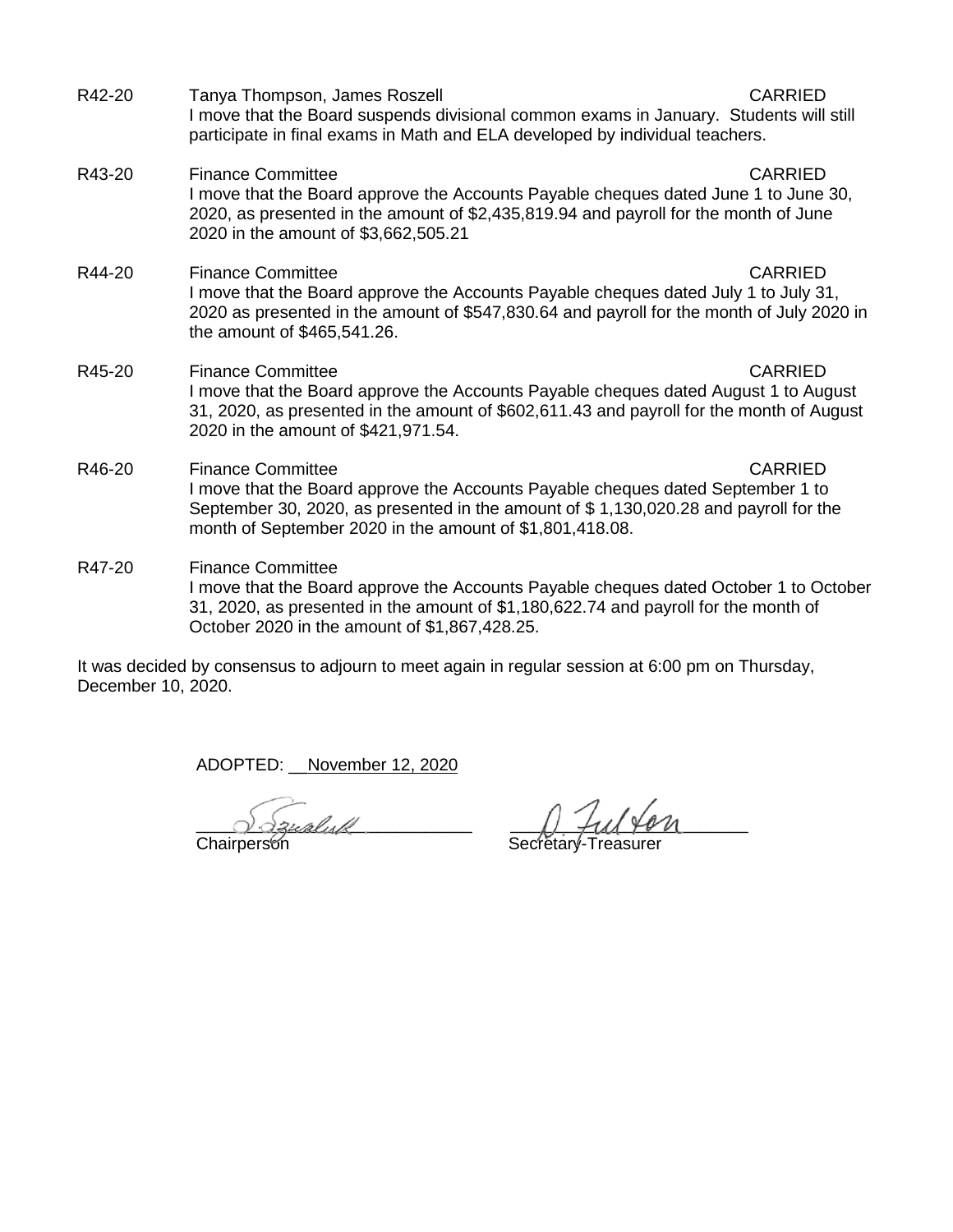R42-20 Tanya Thompson, James Roszell CARRIED
I move that the Board suspends divisional common exams in January. Students will still participate in final exams in Math and ELA developed by individual teachers.

R43-20 Finance Committee CARRIED
I move that the Board approve the Accounts Payable cheques dated June 1 to June 30, 2020, as presented in the amount of $2,435,819.94 and payroll for the month of June 2020 in the amount of $3,662,505.21

R44-20 Finance Committee CARRIED
I move that the Board approve the Accounts Payable cheques dated July 1 to July 31, 2020 as presented in the amount of $547,830.64 and payroll for the month of July 2020 in the amount of $465,541.26.

R45-20 Finance Committee CARRIED
I move that the Board approve the Accounts Payable cheques dated August 1 to August 31, 2020, as presented in the amount of $602,611.43 and payroll for the month of August 2020 in the amount of $421,971.54.

R46-20 Finance Committee CARRIED
I move that the Board approve the Accounts Payable cheques dated September 1 to September 30, 2020, as presented in the amount of $ 1,130,020.28 and payroll for the month of September 2020 in the amount of $1,801,418.08.

R47-20 Finance Committee
I move that the Board approve the Accounts Payable cheques dated October 1 to October 31, 2020, as presented in the amount of $1,180,622.74 and payroll for the month of October 2020 in the amount of $1,867,428.25.

It was decided by consensus to adjourn to meet again in regular session at 6:00 pm on Thursday, December 10, 2020.

ADOPTED: November 12, 2020

Chairperson

Secretary-Treasurer